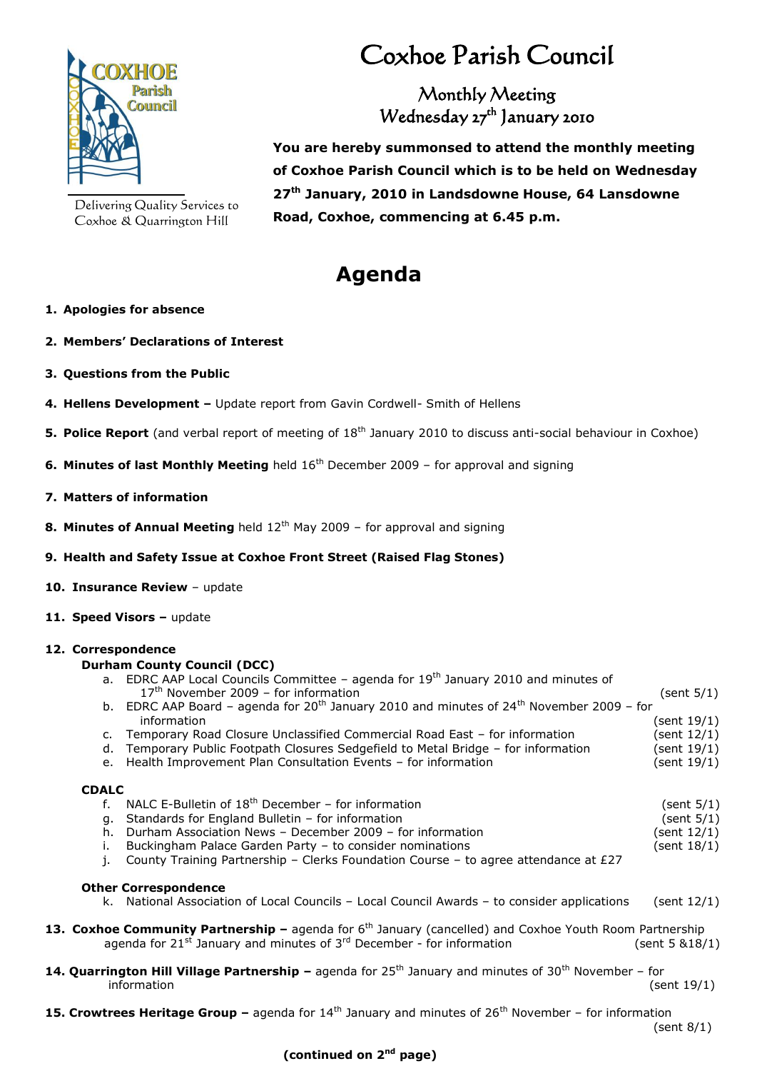# Coxhoe Parish Council

COXHOE Parish Council

Delivering Quality Services to Coxhoe & Quarrington Hill

## Monthly Meeting
## Wednesday 27th January 2010

**You are hereby summonsed to attend the monthly meeting of Coxhoe Parish Council which is to be held on Wednesday 27th January, 2010 in Landsdowne House, 64 Lansdowne Road, Coxhoe, commencing at 6.45 p.m.**

# Agenda

1. **Apologies for absence**

2. **Members' Declarations of Interest**

3. **Questions from the Public**

4. **Hellens Development –** Update report from Gavin Cordwell- Smith of Hellens

5. **Police Report** (and verbal report of meeting of 18th January 2010 to discuss anti-social behaviour in Coxhoe)

6. **Minutes of last Monthly Meeting** held 16th December 2009 – for approval and signing

7. **Matters of information**

8. **Minutes of Annual Meeting** held 12th May 2009 – for approval and signing

9. **Health and Safety Issue at Coxhoe Front Street (Raised Flag Stones)**

10. **Insurance Review** – update

11. **Speed Visors –** update

12. **Correspondence**

    **Durham County Council (DCC)**

    a. EDRC AAP Local Councils Committee – agenda for 19th January 2010 and minutes of 17th November 2009 – for information (sent 5/1)
    b. EDRC AAP Board – agenda for 20th January 2010 and minutes of 24th November 2009 – for information (sent 19/1)
    c. Temporary Road Closure Unclassified Commercial Road East – for information (sent 12/1)
    d. Temporary Public Footpath Closures Sedgefield to Metal Bridge – for information (sent 19/1)
    e. Health Improvement Plan Consultation Events – for information (sent 19/1)

    **CDALC**

    f. NALC E-Bulletin of 18th December – for information (sent 5/1)
    g. Standards for England Bulletin – for information (sent 5/1)
    h. Durham Association News – December 2009 – for information (sent 12/1)
    i. Buckingham Palace Garden Party – to consider nominations (sent 18/1)
    j. County Training Partnership – Clerks Foundation Course – to agree attendance at £27

    **Other Correspondence**

    k. National Association of Local Councils – Local Council Awards – to consider applications (sent 12/1)

13. **Coxhoe Community Partnership –** agenda for 6th January (cancelled) and Coxhoe Youth Room Partnership agenda for 21st January and minutes of 3rd December - for information (sent 5 &18/1)

14. **Quarrington Hill Village Partnership –** agenda for 25th January and minutes of 30th November – for information (sent 19/1)

15. **Crowtrees Heritage Group –** agenda for 14th January and minutes of 26th November – for information (sent 8/1)

**(continued on 2nd page)**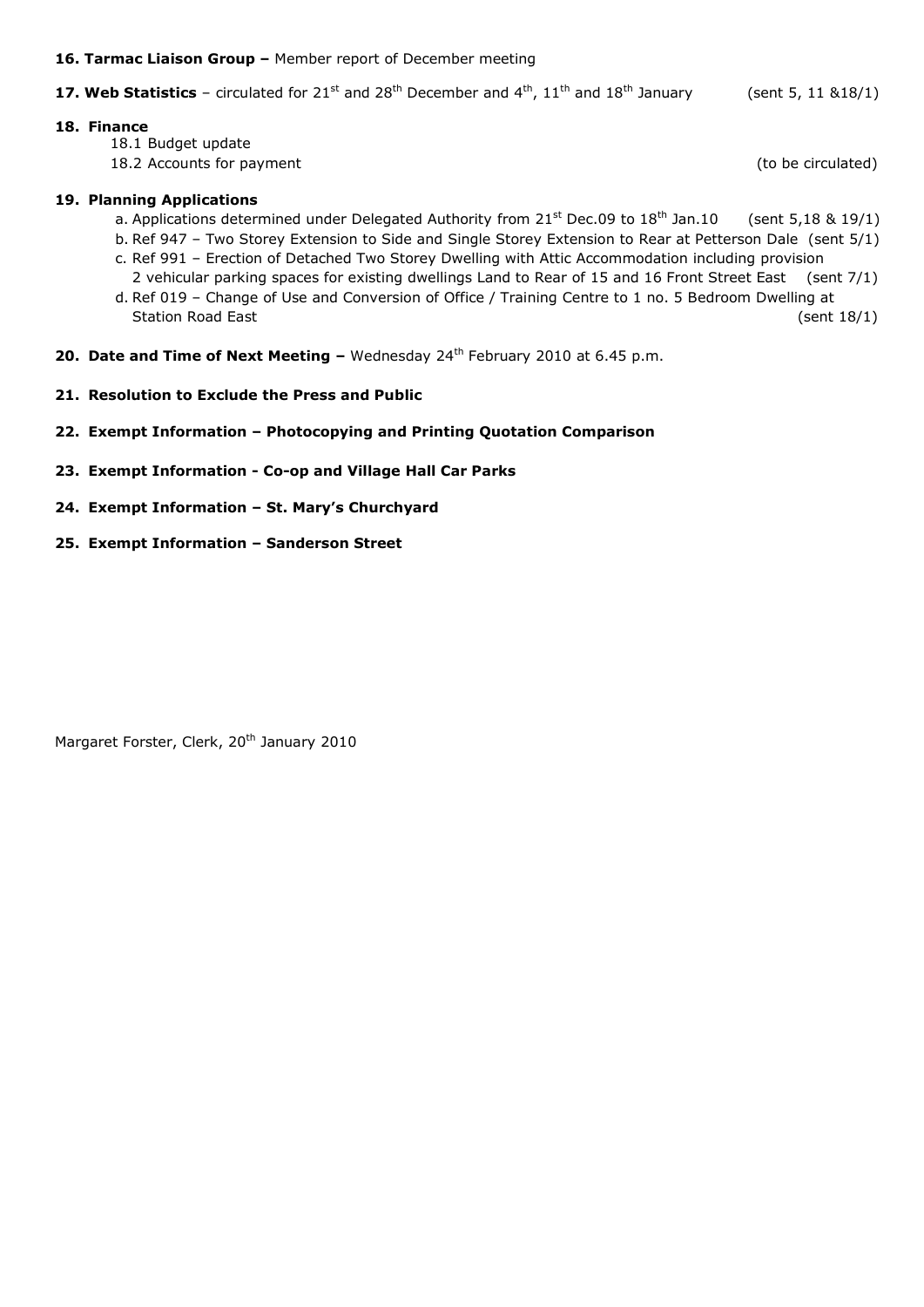**16. Tarmac Liaison Group –** Member report of December meeting

**17. Web Statistics** – circulated for 21st and 28th December and 4th, 11th and 18th January (sent 5, 11 &18/1)

**18. Finance**

18.1 Budget update

18.2 Accounts for payment (to be circulated)

**19. Planning Applications**

a. Applications determined under Delegated Authority from 21st Dec.09 to 18th Jan.10 (sent 5,18 & 19/1)

b. Ref 947 – Two Storey Extension to Side and Single Storey Extension to Rear at Petterson Dale (sent 5/1)

c. Ref 991 – Erection of Detached Two Storey Dwelling with Attic Accommodation including provision 2 vehicular parking spaces for existing dwellings Land to Rear of 15 and 16 Front Street East (sent 7/1)

d. Ref 019 – Change of Use and Conversion of Office / Training Centre to 1 no. 5 Bedroom Dwelling at Station Road East (sent 18/1)

**20. Date and Time of Next Meeting –** Wednesday 24th February 2010 at 6.45 p.m.

**21. Resolution to Exclude the Press and Public**

**22. Exempt Information – Photocopying and Printing Quotation Comparison**

**23. Exempt Information - Co-op and Village Hall Car Parks**

**24. Exempt Information – St. Mary's Churchyard**

**25. Exempt Information – Sanderson Street**

Margaret Forster, Clerk, 20th January 2010